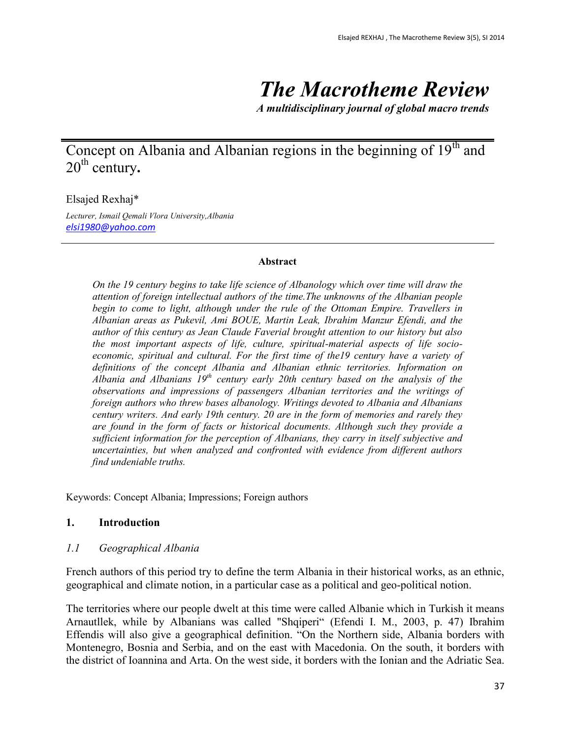# *The Macrotheme Review*

***A multidisciplinary journal of global macro trends***

## Concept on Albania and Albanian regions in the beginning of 19th and 20th century**.**

Elsajed Rexhaj*

*Lecturer, Ismail Qemali Vlora University,Albania*
*elsi1980@yahoo.com*

**Abstract**

*On the 19 century begins to take life science of Albanology which over time will draw the attention of foreign intellectual authors of the time.The unknowns of the Albanian people begin to come to light, although under the rule of the Ottoman Empire. Travellers in Albanian areas as Pukevil, Ami BOUE, Martin Leak, Ibrahim Manzur Efendi, and the author of this century as Jean Claude Faverial brought attention to our history but also the most important aspects of life, culture, spiritual-material aspects of life socio-economic, spiritual and cultural. For the first time of the19 century have a variety of definitions of the concept Albania and Albanian ethnic territories. Information on Albania and Albanians 19th century early 20th century based on the analysis of the observations and impressions of passengers Albanian territories and the writings of foreign authors who threw bases albanology. Writings devoted to Albania and Albanians century writers. And early 19th century. 20 are in the form of memories and rarely they are found in the form of facts or historical documents. Although such they provide a sufficient information for the perception of Albanians, they carry in itself subjective and uncertainties, but when analyzed and confronted with evidence from different authors find undeniable truths.*

Keywords: Concept Albania; Impressions; Foreign authors

### 1. Introduction

#### *1.1 Geographical Albania*

French authors of this period try to define the term Albania in their historical works, as an ethnic, geographical and climate notion, in a particular case as a political and geo-political notion.

The territories where our people dwelt at this time were called Albanie which in Turkish it means Arnautllek, while by Albanians was called "Shqiperi" (Efendi I. M., 2003, p. 47) Ibrahim Effendis will also give a geographical definition. "On the Northern side, Albania borders with Montenegro, Bosnia and Serbia, and on the east with Macedonia. On the south, it borders with the district of Ioannina and Arta. On the west side, it borders with the Ionian and the Adriatic Sea.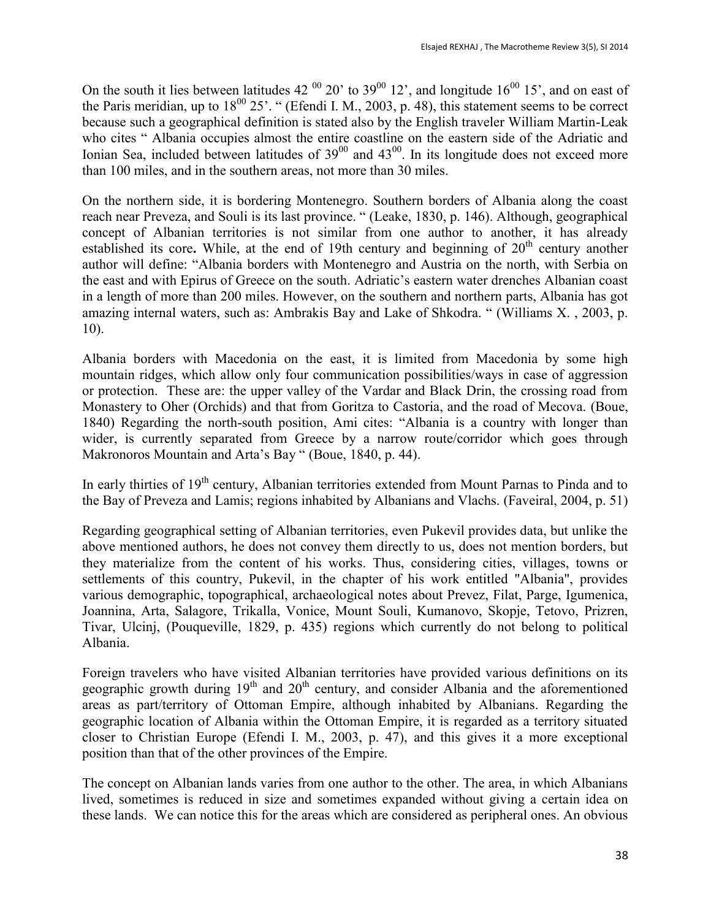On the south it lies between latitudes 42 $^{00}$ 20' to 39$^{00}$ 12', and longitude 16$^{00}$ 15', and on east of the Paris meridian, up to 18$^{00}$ 25'. " (Efendi I. M., 2003, p. 48), this statement seems to be correct because such a geographical definition is stated also by the English traveler William Martin-Leak who cites " Albania occupies almost the entire coastline on the eastern side of the Adriatic and Ionian Sea, included between latitudes of 39$^{00}$ and 43$^{00}$. In its longitude does not exceed more than 100 miles, and in the southern areas, not more than 30 miles.

On the northern side, it is bordering Montenegro. Southern borders of Albania along the coast reach near Preveza, and Souli is its last province. " (Leake, 1830, p. 146). Although, geographical concept of Albanian territories is not similar from one author to another, it has already established its core**.** While, at the end of 19th century and beginning of 20$^{th}$ century another author will define: "Albania borders with Montenegro and Austria on the north, with Serbia on the east and with Epirus of Greece on the south. Adriatic's eastern water drenches Albanian coast in a length of more than 200 miles. However, on the southern and northern parts, Albania has got amazing internal waters, such as: Ambrakis Bay and Lake of Shkodra. " (Williams X. , 2003, p. 10).

Albania borders with Macedonia on the east, it is limited from Macedonia by some high mountain ridges, which allow only four communication possibilities/ways in case of aggression or protection. These are: the upper valley of the Vardar and Black Drin, the crossing road from Monastery to Oher (Orchids) and that from Goritza to Castoria, and the road of Mecova. (Boue, 1840) Regarding the north-south position, Ami cites: "Albania is a country with longer than wider, is currently separated from Greece by a narrow route/corridor which goes through Makronoros Mountain and Arta's Bay " (Boue, 1840, p. 44).

In early thirties of 19$^{th}$ century, Albanian territories extended from Mount Parnas to Pinda and to the Bay of Preveza and Lamis; regions inhabited by Albanians and Vlachs. (Faveiral, 2004, p. 51)

Regarding geographical setting of Albanian territories, even Pukevil provides data, but unlike the above mentioned authors, he does not convey them directly to us, does not mention borders, but they materialize from the content of his works. Thus, considering cities, villages, towns or settlements of this country, Pukevil, in the chapter of his work entitled "Albania", provides various demographic, topographical, archaeological notes about Prevez, Filat, Parge, Igumenica, Joannina, Arta, Salagore, Trikalla, Vonice, Mount Souli, Kumanovo, Skopje, Tetovo, Prizren, Tivar, Ulcinj, (Pouqueville, 1829, p. 435) regions which currently do not belong to political Albania.

Foreign travelers who have visited Albanian territories have provided various definitions on its geographic growth during 19$^{th}$ and 20$^{th}$ century, and consider Albania and the aforementioned areas as part/territory of Ottoman Empire, although inhabited by Albanians. Regarding the geographic location of Albania within the Ottoman Empire, it is regarded as a territory situated closer to Christian Europe (Efendi I. M., 2003, p. 47), and this gives it a more exceptional position than that of the other provinces of the Empire.

The concept on Albanian lands varies from one author to the other. The area, in which Albanians lived, sometimes is reduced in size and sometimes expanded without giving a certain idea on these lands. We can notice this for the areas which are considered as peripheral ones. An obvious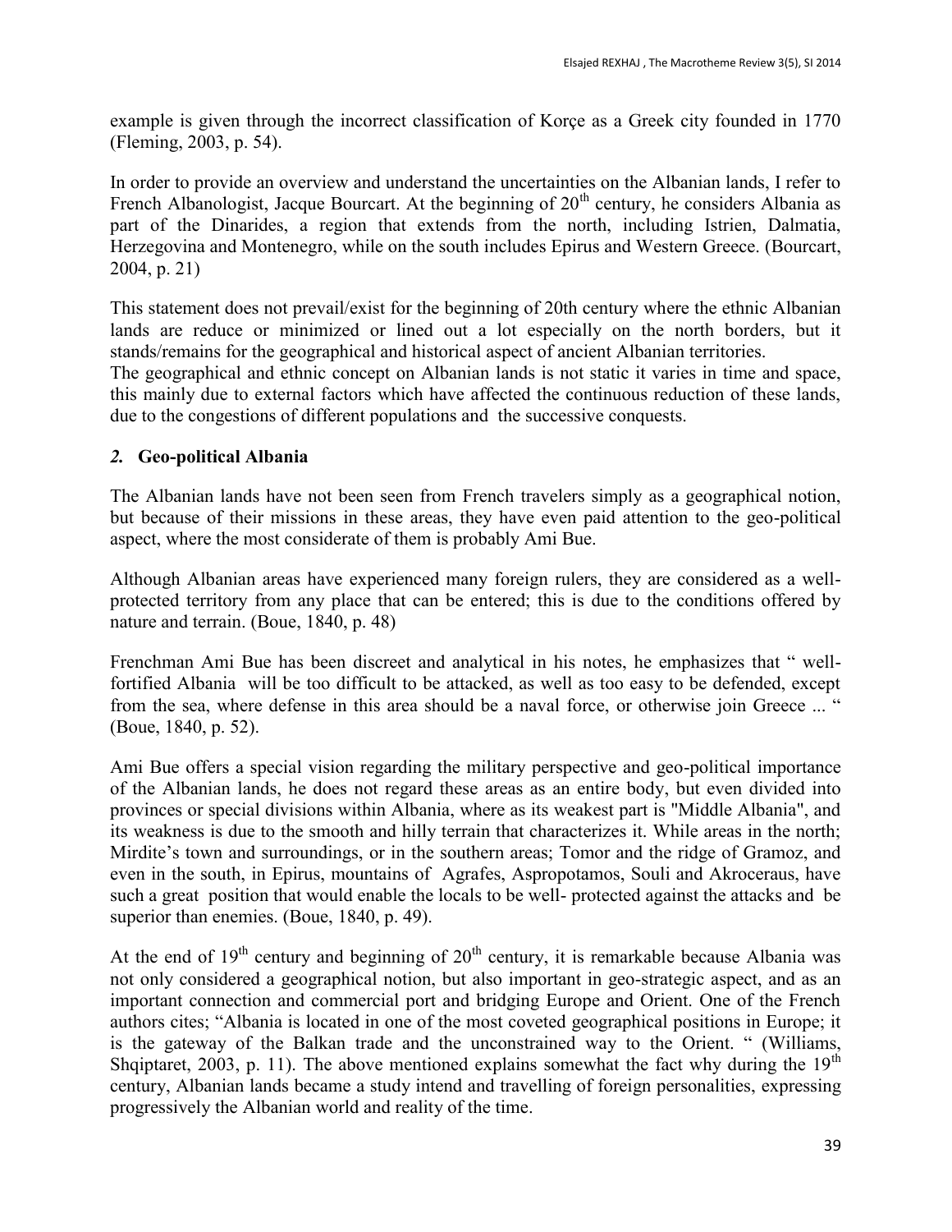example is given through the incorrect classification of Korçe as a Greek city founded in 1770 (Fleming, 2003, p. 54).

In order to provide an overview and understand the uncertainties on the Albanian lands, I refer to French Albanologist, Jacque Bourcart. At the beginning of 20th century, he considers Albania as part of the Dinarides, a region that extends from the north, including Istrien, Dalmatia, Herzegovina and Montenegro, while on the south includes Epirus and Western Greece. (Bourcart, 2004, p. 21)

This statement does not prevail/exist for the beginning of 20th century where the ethnic Albanian lands are reduce or minimized or lined out a lot especially on the north borders, but it stands/remains for the geographical and historical aspect of ancient Albanian territories.
The geographical and ethnic concept on Albanian lands is not static it varies in time and space, this mainly due to external factors which have affected the continuous reduction of these lands, due to the congestions of different populations and the successive conquests.

## *2.* Geo-political Albania

The Albanian lands have not been seen from French travelers simply as a geographical notion, but because of their missions in these areas, they have even paid attention to the geo-political aspect, where the most considerate of them is probably Ami Bue.

Although Albanian areas have experienced many foreign rulers, they are considered as a well-protected territory from any place that can be entered; this is due to the conditions offered by nature and terrain. (Boue, 1840, p. 48)

Frenchman Ami Bue has been discreet and analytical in his notes, he emphasizes that " well-fortified Albania will be too difficult to be attacked, as well as too easy to be defended, except from the sea, where defense in this area should be a naval force, or otherwise join Greece ... " (Boue, 1840, p. 52).

Ami Bue offers a special vision regarding the military perspective and geo-political importance of the Albanian lands, he does not regard these areas as an entire body, but even divided into provinces or special divisions within Albania, where as its weakest part is "Middle Albania", and its weakness is due to the smooth and hilly terrain that characterizes it. While areas in the north; Mirdite's town and surroundings, or in the southern areas; Tomor and the ridge of Gramoz, and even in the south, in Epirus, mountains of Agrafes, Aspropotamos, Souli and Akroceraus, have such a great position that would enable the locals to be well- protected against the attacks and be superior than enemies. (Boue, 1840, p. 49).

At the end of 19th century and beginning of 20th century, it is remarkable because Albania was not only considered a geographical notion, but also important in geo-strategic aspect, and as an important connection and commercial port and bridging Europe and Orient. One of the French authors cites; "Albania is located in one of the most coveted geographical positions in Europe; it is the gateway of the Balkan trade and the unconstrained way to the Orient. " (Williams, Shqiptaret, 2003, p. 11). The above mentioned explains somewhat the fact why during the 19th century, Albanian lands became a study intend and travelling of foreign personalities, expressing progressively the Albanian world and reality of the time.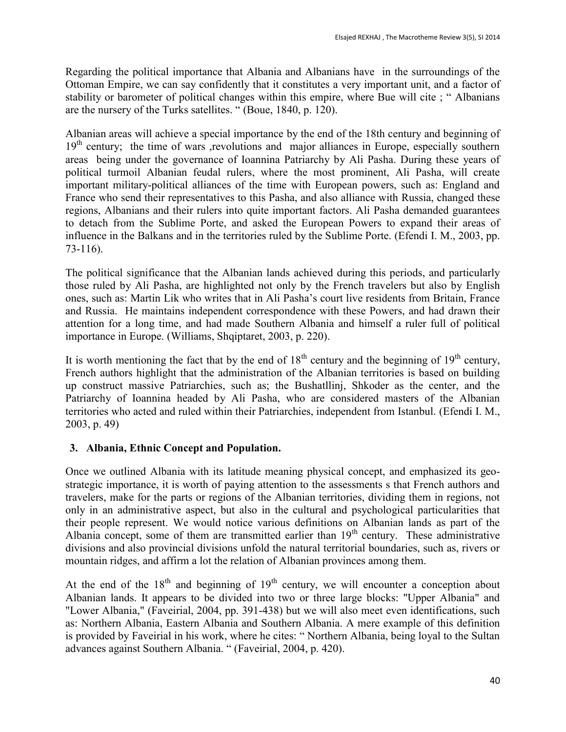Regarding the political importance that Albania and Albanians have in the surroundings of the Ottoman Empire, we can say confidently that it constitutes a very important unit, and a factor of stability or barometer of political changes within this empire, where Bue will cite ; " Albanians are the nursery of the Turks satellites. " (Boue, 1840, p. 120).

Albanian areas will achieve a special importance by the end of the 18th century and beginning of 19th century; the time of wars ,revolutions and major alliances in Europe, especially southern areas being under the governance of Ioannina Patriarchy by Ali Pasha. During these years of political turmoil Albanian feudal rulers, where the most prominent, Ali Pasha, will create important military-political alliances of the time with European powers, such as: England and France who send their representatives to this Pasha, and also alliance with Russia, changed these regions, Albanians and their rulers into quite important factors. Ali Pasha demanded guarantees to detach from the Sublime Porte, and asked the European Powers to expand their areas of influence in the Balkans and in the territories ruled by the Sublime Porte. (Efendi I. M., 2003, pp. 73-116).

The political significance that the Albanian lands achieved during this periods, and particularly those ruled by Ali Pasha, are highlighted not only by the French travelers but also by English ones, such as: Martin Lik who writes that in Ali Pasha's court live residents from Britain, France and Russia. He maintains independent correspondence with these Powers, and had drawn their attention for a long time, and had made Southern Albania and himself a ruler full of political importance in Europe. (Williams, Shqiptaret, 2003, p. 220).

It is worth mentioning the fact that by the end of 18th century and the beginning of 19th century, French authors highlight that the administration of the Albanian territories is based on building up construct massive Patriarchies, such as; the Bushatllinj, Shkoder as the center, and the Patriarchy of Ioannina headed by Ali Pasha, who are considered masters of the Albanian territories who acted and ruled within their Patriarchies, independent from Istanbul. (Efendi I. M., 2003, p. 49)

## 3. Albania, Ethnic Concept and Population.

Once we outlined Albania with its latitude meaning physical concept, and emphasized its geo-strategic importance, it is worth of paying attention to the assessments s that French authors and travelers, make for the parts or regions of the Albanian territories, dividing them in regions, not only in an administrative aspect, but also in the cultural and psychological particularities that their people represent. We would notice various definitions on Albanian lands as part of the Albania concept, some of them are transmitted earlier than 19th century. These administrative divisions and also provincial divisions unfold the natural territorial boundaries, such as, rivers or mountain ridges, and affirm a lot the relation of Albanian provinces among them.

At the end of the 18th and beginning of 19th century, we will encounter a conception about Albanian lands. It appears to be divided into two or three large blocks: "Upper Albania" and "Lower Albania," (Faveirial, 2004, pp. 391-438) but we will also meet even identifications, such as: Northern Albania, Eastern Albania and Southern Albania. A mere example of this definition is provided by Faveirial in his work, where he cites: " Northern Albania, being loyal to the Sultan advances against Southern Albania. " (Faveirial, 2004, p. 420).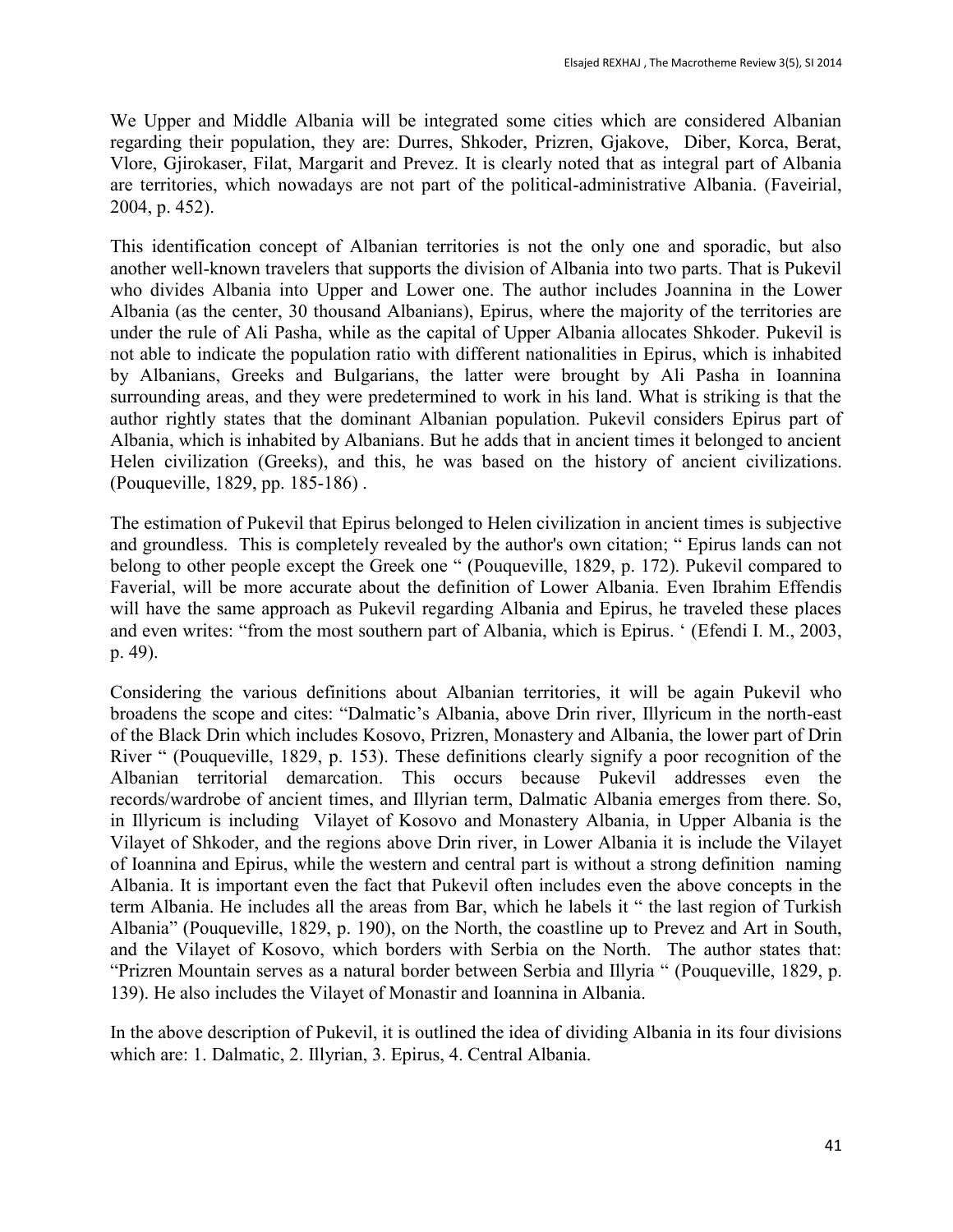We Upper and Middle Albania will be integrated some cities which are considered Albanian regarding their population, they are: Durres, Shkoder, Prizren, Gjakove, Diber, Korca, Berat, Vlore, Gjirokaser, Filat, Margarit and Prevez. It is clearly noted that as integral part of Albania are territories, which nowadays are not part of the political-administrative Albania. (Faveirial, 2004, p. 452).

This identification concept of Albanian territories is not the only one and sporadic, but also another well-known travelers that supports the division of Albania into two parts. That is Pukevil who divides Albania into Upper and Lower one. The author includes Joannina in the Lower Albania (as the center, 30 thousand Albanians), Epirus, where the majority of the territories are under the rule of Ali Pasha, while as the capital of Upper Albania allocates Shkoder. Pukevil is not able to indicate the population ratio with different nationalities in Epirus, which is inhabited by Albanians, Greeks and Bulgarians, the latter were brought by Ali Pasha in Ioannina surrounding areas, and they were predetermined to work in his land. What is striking is that the author rightly states that the dominant Albanian population. Pukevil considers Epirus part of Albania, which is inhabited by Albanians. But he adds that in ancient times it belonged to ancient Helen civilization (Greeks), and this, he was based on the history of ancient civilizations. (Pouqueville, 1829, pp. 185-186) .

The estimation of Pukevil that Epirus belonged to Helen civilization in ancient times is subjective and groundless. This is completely revealed by the author's own citation; " Epirus lands can not belong to other people except the Greek one " (Pouqueville, 1829, p. 172). Pukevil compared to Faverial, will be more accurate about the definition of Lower Albania. Even Ibrahim Effendis will have the same approach as Pukevil regarding Albania and Epirus, he traveled these places and even writes: "from the most southern part of Albania, which is Epirus. ' (Efendi I. M., 2003, p. 49).

Considering the various definitions about Albanian territories, it will be again Pukevil who broadens the scope and cites: "Dalmatic's Albania, above Drin river, Illyricum in the north-east of the Black Drin which includes Kosovo, Prizren, Monastery and Albania, the lower part of Drin River " (Pouqueville, 1829, p. 153). These definitions clearly signify a poor recognition of the Albanian territorial demarcation. This occurs because Pukevil addresses even the records/wardrobe of ancient times, and Illyrian term, Dalmatic Albania emerges from there. So, in Illyricum is including Vilayet of Kosovo and Monastery Albania, in Upper Albania is the Vilayet of Shkoder, and the regions above Drin river, in Lower Albania it is include the Vilayet of Ioannina and Epirus, while the western and central part is without a strong definition naming Albania. It is important even the fact that Pukevil often includes even the above concepts in the term Albania. He includes all the areas from Bar, which he labels it " the last region of Turkish Albania" (Pouqueville, 1829, p. 190), on the North, the coastline up to Prevez and Art in South, and the Vilayet of Kosovo, which borders with Serbia on the North. The author states that: "Prizren Mountain serves as a natural border between Serbia and Illyria " (Pouqueville, 1829, p. 139). He also includes the Vilayet of Monastir and Ioannina in Albania.

In the above description of Pukevil, it is outlined the idea of dividing Albania in its four divisions which are: 1. Dalmatic, 2. Illyrian, 3. Epirus, 4. Central Albania.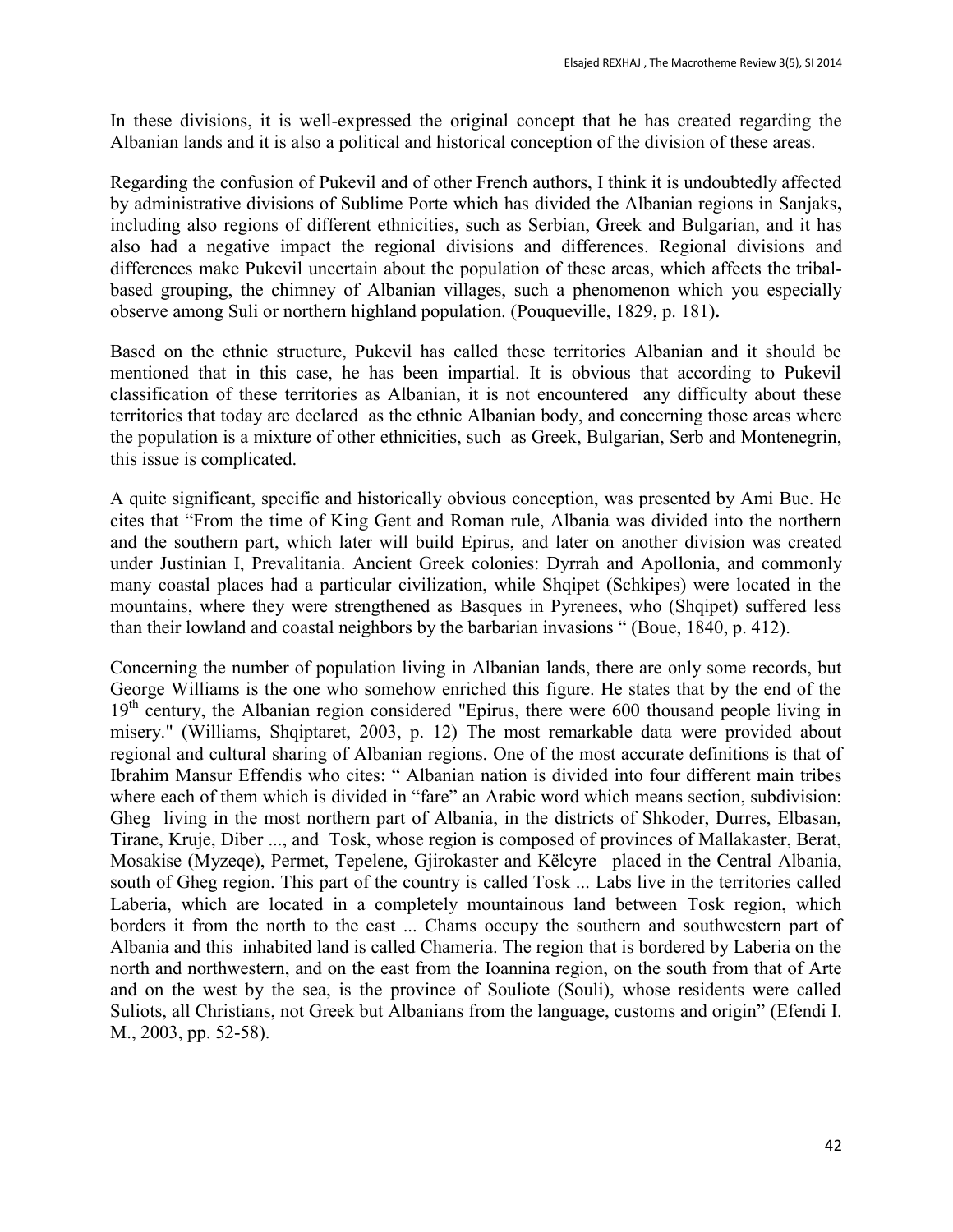In these divisions, it is well-expressed the original concept that he has created regarding the Albanian lands and it is also a political and historical conception of the division of these areas.

Regarding the confusion of Pukevil and of other French authors, I think it is undoubtedly affected by administrative divisions of Sublime Porte which has divided the Albanian regions in Sanjaks**,** including also regions of different ethnicities, such as Serbian, Greek and Bulgarian, and it has also had a negative impact the regional divisions and differences. Regional divisions and differences make Pukevil uncertain about the population of these areas, which affects the tribal-based grouping, the chimney of Albanian villages, such a phenomenon which you especially observe among Suli or northern highland population. (Pouqueville, 1829, p. 181)**.**

Based on the ethnic structure, Pukevil has called these territories Albanian and it should be mentioned that in this case, he has been impartial. It is obvious that according to Pukevil classification of these territories as Albanian, it is not encountered any difficulty about these territories that today are declared as the ethnic Albanian body, and concerning those areas where the population is a mixture of other ethnicities, such as Greek, Bulgarian, Serb and Montenegrin, this issue is complicated.

A quite significant, specific and historically obvious conception, was presented by Ami Bue. He cites that "From the time of King Gent and Roman rule, Albania was divided into the northern and the southern part, which later will build Epirus, and later on another division was created under Justinian I, Prevalitania. Ancient Greek colonies: Dyrrah and Apollonia, and commonly many coastal places had a particular civilization, while Shqipet (Schkipes) were located in the mountains, where they were strengthened as Basques in Pyrenees, who (Shqipet) suffered less than their lowland and coastal neighbors by the barbarian invasions " (Boue, 1840, p. 412).

Concerning the number of population living in Albanian lands, there are only some records, but George Williams is the one who somehow enriched this figure. He states that by the end of the 19th century, the Albanian region considered "Epirus, there were 600 thousand people living in misery." (Williams, Shqiptaret, 2003, p. 12) The most remarkable data were provided about regional and cultural sharing of Albanian regions. One of the most accurate definitions is that of Ibrahim Mansur Effendis who cites: " Albanian nation is divided into four different main tribes where each of them which is divided in "fare" an Arabic word which means section, subdivision: Gheg living in the most northern part of Albania, in the districts of Shkoder, Durres, Elbasan, Tirane, Kruje, Diber ..., and Tosk, whose region is composed of provinces of Mallakaster, Berat, Mosakise (Myzeqe), Permet, Tepelene, Gjirokaster and Këlcyre –placed in the Central Albania, south of Gheg region. This part of the country is called Tosk ... Labs live in the territories called Laberia, which are located in a completely mountainous land between Tosk region, which borders it from the north to the east ... Chams occupy the southern and southwestern part of Albania and this inhabited land is called Chameria. The region that is bordered by Laberia on the north and northwestern, and on the east from the Ioannina region, on the south from that of Arte and on the west by the sea, is the province of Souliote (Souli), whose residents were called Suliots, all Christians, not Greek but Albanians from the language, customs and origin" (Efendi I. M., 2003, pp. 52-58).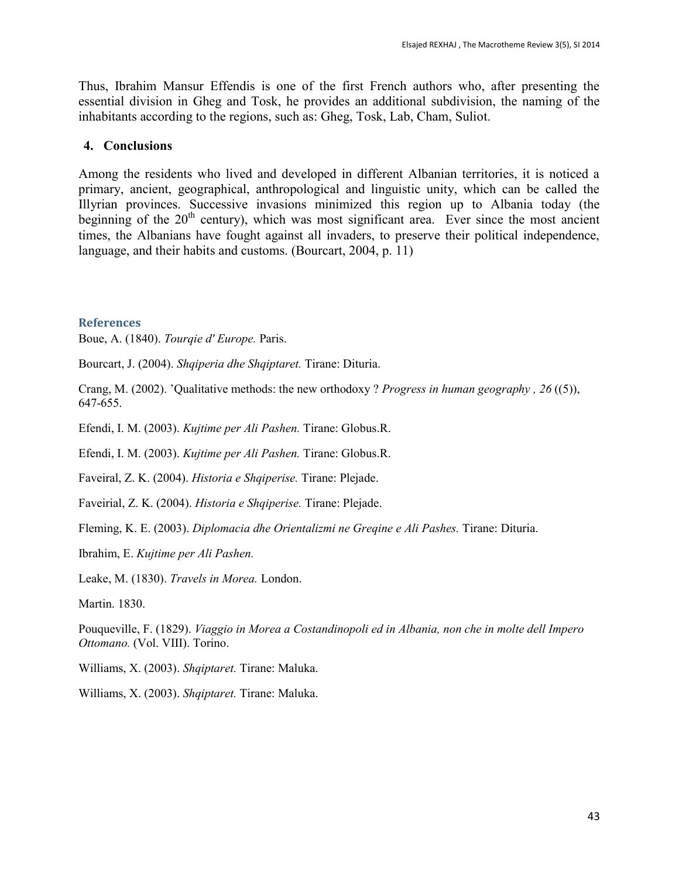Thus, Ibrahim Mansur Effendis is one of the first French authors who, after presenting the essential division in Gheg and Tosk, he provides an additional subdivision, the naming of the inhabitants according to the regions, such as: Gheg, Tosk, Lab, Cham, Suliot.

## 4. Conclusions

Among the residents who lived and developed in different Albanian territories, it is noticed a primary, ancient, geographical, anthropological and linguistic unity, which can be called the Illyrian provinces. Successive invasions minimized this region up to Albania today (the beginning of the 20th century), which was most significant area. Ever since the most ancient times, the Albanians have fought against all invaders, to preserve their political independence, language, and their habits and customs. (Bourcart, 2004, p. 11)

## References

Boue, A. (1840). *Tourqie d' Europe.* Paris.

Bourcart, J. (2004). *Shqiperia dhe Shqiptaret.* Tirane: Dituria.

Crang, M. (2002). 'Qualitative methods: the new orthodoxy ? *Progress in human geography , 26* ((5)), 647-655.

Efendi, I. M. (2003). *Kujtime per Ali Pashen.* Tirane: Globus.R.

Efendi, I. M. (2003). *Kujtime per Ali Pashen.* Tirane: Globus.R.

Faveiral, Z. K. (2004). *Historia e Shqiperise.* Tirane: Plejade.

Faveirial, Z. K. (2004). *Historia e Shqiperise.* Tirane: Plejade.

Fleming, K. E. (2003). *Diplomacia dhe Orientalizmi ne Greqine e Ali Pashes.* Tirane: Dituria.

Ibrahim, E. *Kujtime per Ali Pashen.*

Leake, M. (1830). *Travels in Morea.* London.

Martin. 1830.

Pouqueville, F. (1829). *Viaggio in Morea a Costandinopoli ed in Albania, non che in molte dell Impero Ottomano.* (Vol. VIII). Torino.

Williams, X. (2003). *Shqiptaret.* Tirane: Maluka.

Williams, X. (2003). *Shqiptaret.* Tirane: Maluka.